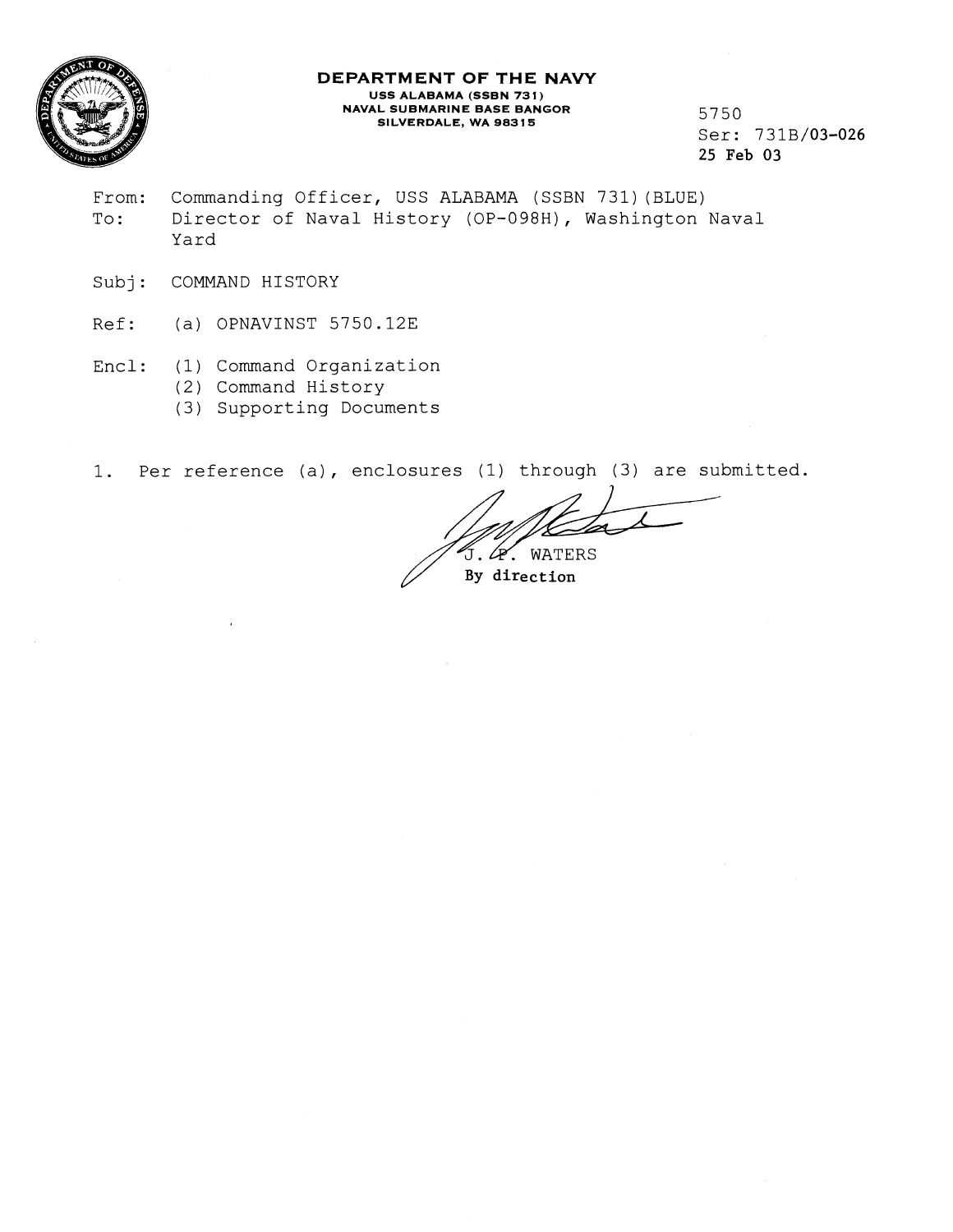**DEPARTMENT OF THE NAVY**
**USS ALABAMA (SSBN 731)**
**NAVAL SUBMARINE BASE BANGOR**
**SILVERDALE, WA 98315**

5750
Ser: 731B/03-026
25 Feb 03

From: Commanding Officer, USS ALABAMA (SSBN 731)(BLUE)
To: Director of Naval History (OP-098H), Washington Naval Yard

Subj: COMMAND HISTORY

Ref: (a) OPNAVINST 5750.12E

Encl: (1) Command Organization
(2) Command History
(3) Supporting Documents

1. Per reference (a), enclosures (1) through (3) are submitted.

J. P. WATERS
By direction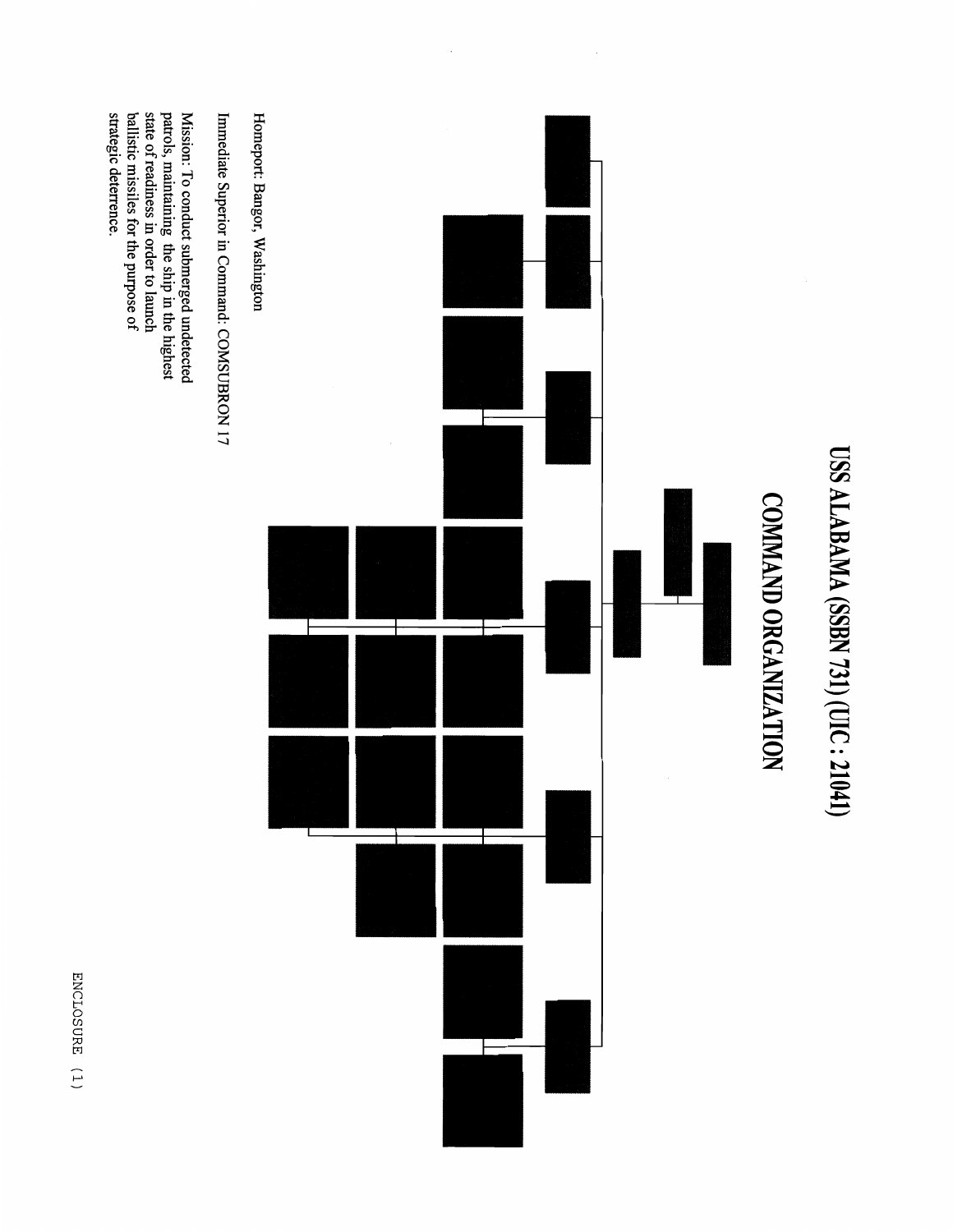# USS ALABAMA (SSBN 731) (UIC : 21041)

## COMMAND ORGANIZATION

Homeport: Bangor, Washington

Immediate Superior in Command: COMSUBRON 17

Mission: To conduct submerged undetected patrols, maintaining the ship in the highest state of readiness in order to launch ballistic missiles for the purpose of strategic deterrence.

ENCLOSURE (1)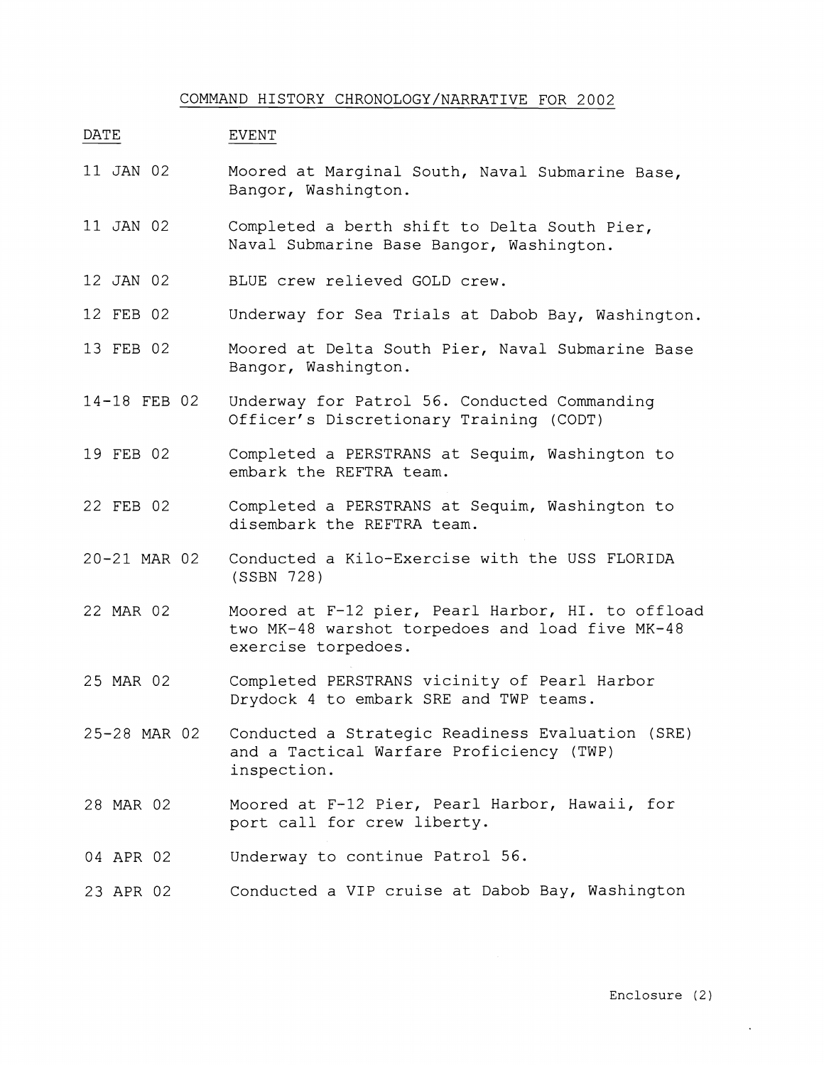## COMMAND HISTORY CHRONOLOGY/NARRATIVE FOR 2002

| DATE | EVENT |
|---|---|
| 11 JAN 02 | Moored at Marginal South, Naval Submarine Base, Bangor, Washington. |
| 11 JAN 02 | Completed a berth shift to Delta South Pier, Naval Submarine Base Bangor, Washington. |
| 12 JAN 02 | BLUE crew relieved GOLD crew. |
| 12 FEB 02 | Underway for Sea Trials at Dabob Bay, Washington. |
| 13 FEB 02 | Moored at Delta South Pier, Naval Submarine Base Bangor, Washington. |
| 14-18 FEB 02 | Underway for Patrol 56. Conducted Commanding Officer's Discretionary Training (CODT) |
| 19 FEB 02 | Completed a PERSTRANS at Sequim, Washington to embark the REFTRA team. |
| 22 FEB 02 | Completed a PERSTRANS at Sequim, Washington to disembark the REFTRA team. |
| 20-21 MAR 02 | Conducted a Kilo-Exercise with the USS FLORIDA (SSBN 728) |
| 22 MAR 02 | Moored at F-12 pier, Pearl Harbor, HI. to offload two MK-48 warshot torpedoes and load five MK-48 exercise torpedoes. |
| 25 MAR 02 | Completed PERSTRANS vicinity of Pearl Harbor Drydock 4 to embark SRE and TWP teams. |
| 25-28 MAR 02 | Conducted a Strategic Readiness Evaluation (SRE) and a Tactical Warfare Proficiency (TWP) inspection. |
| 28 MAR 02 | Moored at F-12 Pier, Pearl Harbor, Hawaii, for port call for crew liberty. |
| 04 APR 02 | Underway to continue Patrol 56. |
| 23 APR 02 | Conducted a VIP cruise at Dabob Bay, Washington |

Enclosure (2)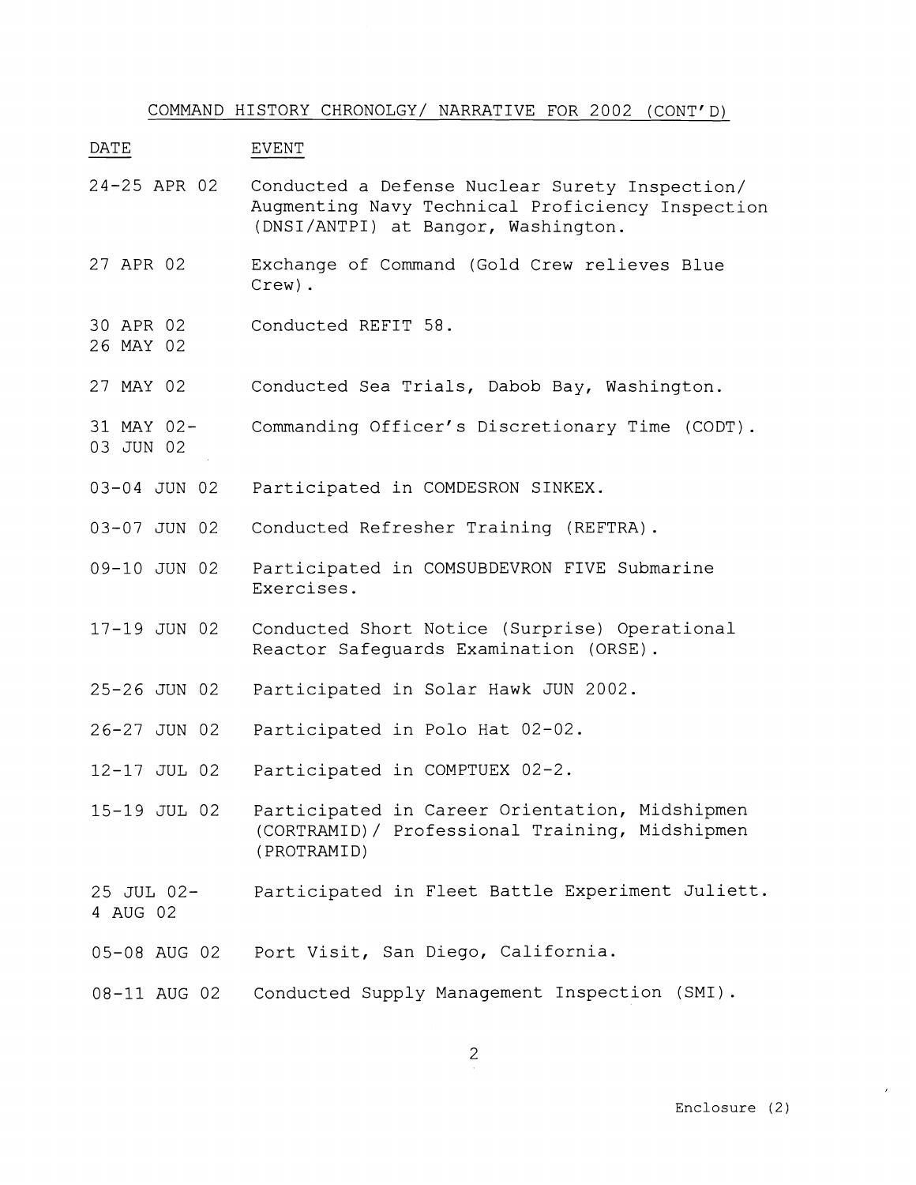COMMAND HISTORY CHRONOLGY/ NARRATIVE FOR 2002 (CONT'D)

| DATE | EVENT |
|---|---|
| 24-25 APR 02 | Conducted a Defense Nuclear Surety Inspection/ Augmenting Navy Technical Proficiency Inspection (DNSI/ANTPI) at Bangor, Washington. |
| 27 APR 02 | Exchange of Command (Gold Crew relieves Blue Crew). |
| 30 APR 02 26 MAY 02 | Conducted REFIT 58. |
| 27 MAY 02 | Conducted Sea Trials, Dabob Bay, Washington. |
| 31 MAY 02- 03 JUN 02 | Commanding Officer's Discretionary Time (CODT). |
| 03-04 JUN 02 | Participated in COMDESRON SINKEX. |
| 03-07 JUN 02 | Conducted Refresher Training (REFTRA). |
| 09-10 JUN 02 | Participated in COMSUBDEVRON FIVE Submarine Exercises. |
| 17-19 JUN 02 | Conducted Short Notice (Surprise) Operational Reactor Safeguards Examination (ORSE). |
| 25-26 JUN 02 | Participated in Solar Hawk JUN 2002. |
| 26-27 JUN 02 | Participated in Polo Hat 02-02. |
| 12-17 JUL 02 | Participated in COMPTUEX 02-2. |
| 15-19 JUL 02 | Participated in Career Orientation, Midshipmen (CORTRAMID)/ Professional Training, Midshipmen (PROTRAMID) |
| 25 JUL 02- 4 AUG 02 | Participated in Fleet Battle Experiment Juliett. |
| 05-08 AUG 02 | Port Visit, San Diego, California. |
| 08-11 AUG 02 | Conducted Supply Management Inspection (SMI). |

Enclosure (2)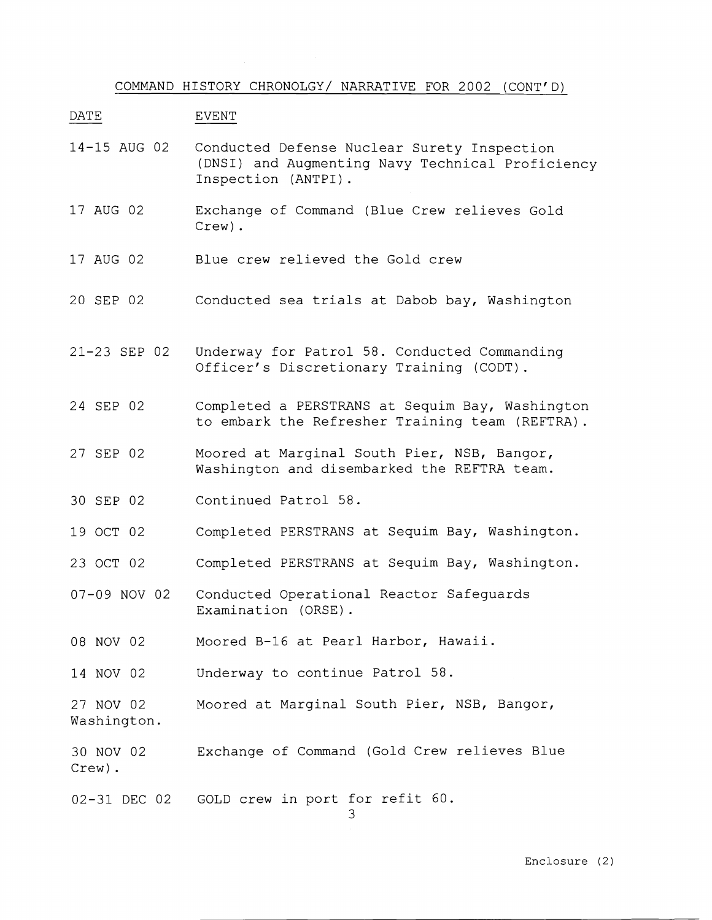COMMAND HISTORY CHRONOLGY/ NARRATIVE FOR 2002 (CONT'D)

| DATE | EVENT |
| --- | --- |
| 14-15 AUG 02 | Conducted Defense Nuclear Surety Inspection (DNSI) and Augmenting Navy Technical Proficiency Inspection (ANTPI). |
| 17 AUG 02 | Exchange of Command (Blue Crew relieves Gold Crew). |
| 17 AUG 02 | Blue crew relieved the Gold crew |
| 20 SEP 02 | Conducted sea trials at Dabob bay, Washington |
| 21-23 SEP 02 | Underway for Patrol 58. Conducted Commanding Officer's Discretionary Training (CODT). |
| 24 SEP 02 | Completed a PERSTRANS at Sequim Bay, Washington to embark the Refresher Training team (REFTRA). |
| 27 SEP 02 | Moored at Marginal South Pier, NSB, Bangor, Washington and disembarked the REFTRA team. |
| 30 SEP 02 | Continued Patrol 58. |
| 19 OCT 02 | Completed PERSTRANS at Sequim Bay, Washington. |
| 23 OCT 02 | Completed PERSTRANS at Sequim Bay, Washington. |
| 07-09 NOV 02 | Conducted Operational Reactor Safeguards Examination (ORSE). |
| 08 NOV 02 | Moored B-16 at Pearl Harbor, Hawaii. |
| 14 NOV 02 | Underway to continue Patrol 58. |
| 27 NOV 02 | Moored at Marginal South Pier, NSB, Bangor, Washington. |
| 30 NOV 02 | Exchange of Command (Gold Crew relieves Blue Crew). |
| 02-31 DEC 02 | GOLD crew in port for refit 60. |

Enclosure (2)